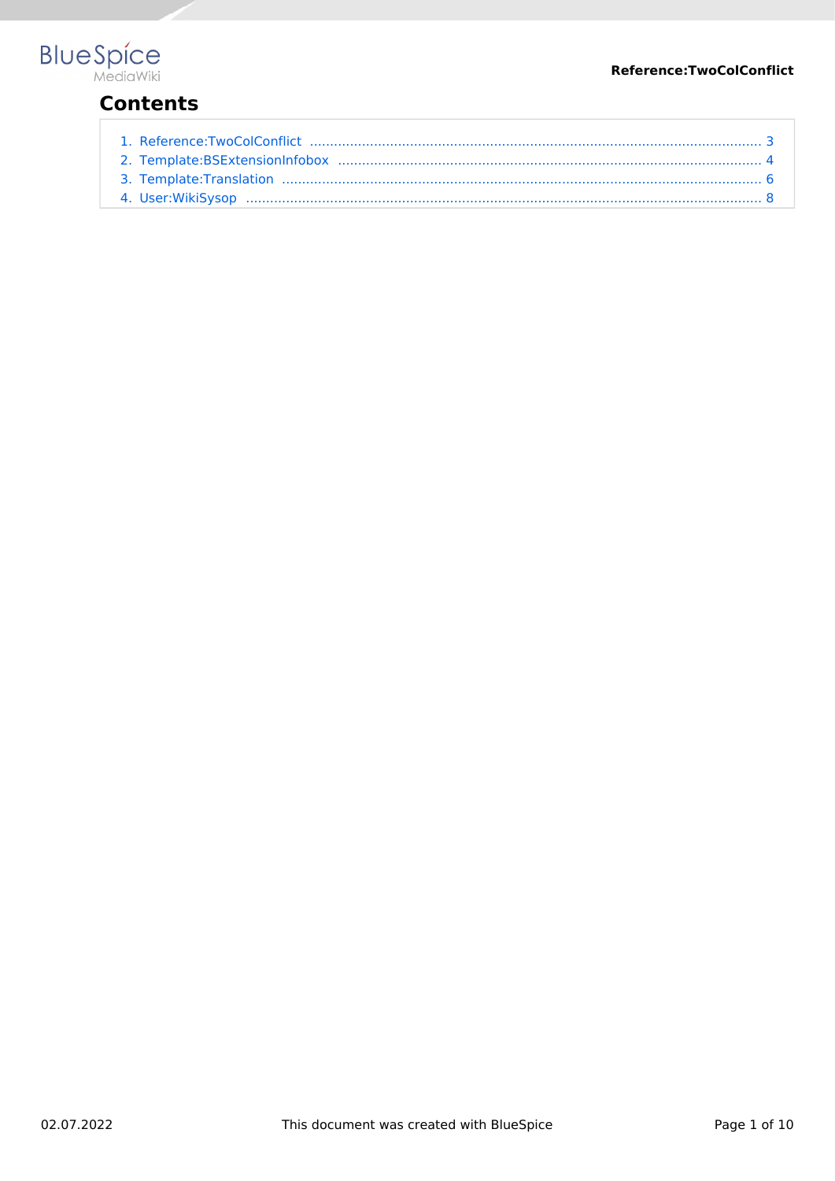# Contents

1. Reference:TwoColConflict ........................................................................................................... 3
2. Template:BSExtensionInfobox ..................................................................................................... 4
3. Template:Translation ................................................................................................................... 6
4. User:WikiSysop ............................................................................................................................ 8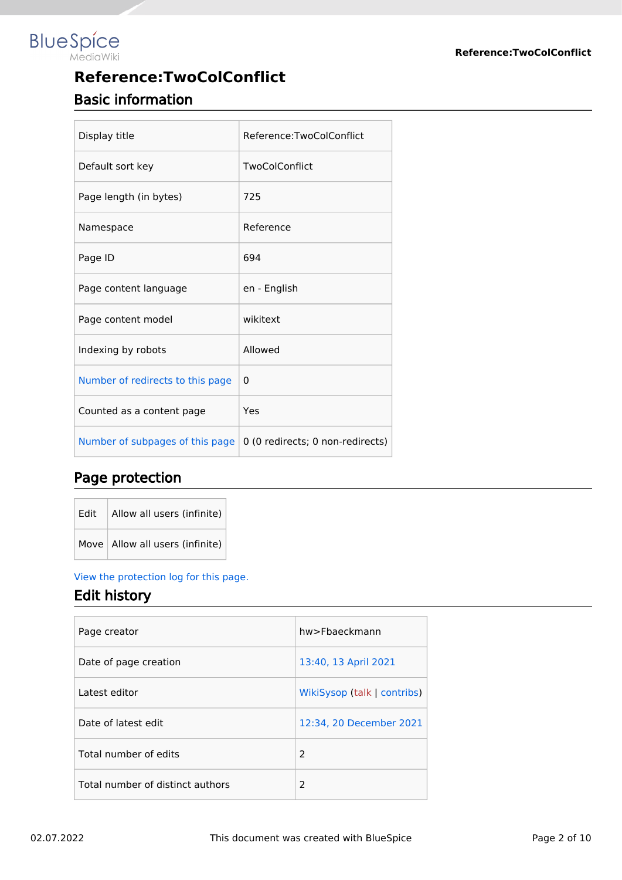# Reference:TwoColConflict

## Basic information

| | |
|---|---|
| Display title | Reference:TwoColConflict |
| Default sort key | TwoColConflict |
| Page length (in bytes) | 725 |
| Namespace | Reference |
| Page ID | 694 |
| Page content language | en - English |
| Page content model | wikitext |
| Indexing by robots | Allowed |
| Number of redirects to this page | 0 |
| Counted as a content page | Yes |
| Number of subpages of this page | 0 (0 redirects; 0 non-redirects) |

## Page protection

| | |
|---|---|
| Edit | Allow all users (infinite) |
| Move | Allow all users (infinite) |

View the protection log for this page.

## Edit history

| | |
|---|---|
| Page creator | hw>Fbaeckmann |
| Date of page creation | 13:40, 13 April 2021 |
| Latest editor | WikiSysop (talk \| contribs) |
| Date of latest edit | 12:34, 20 December 2021 |
| Total number of edits | 2 |
| Total number of distinct authors | 2 |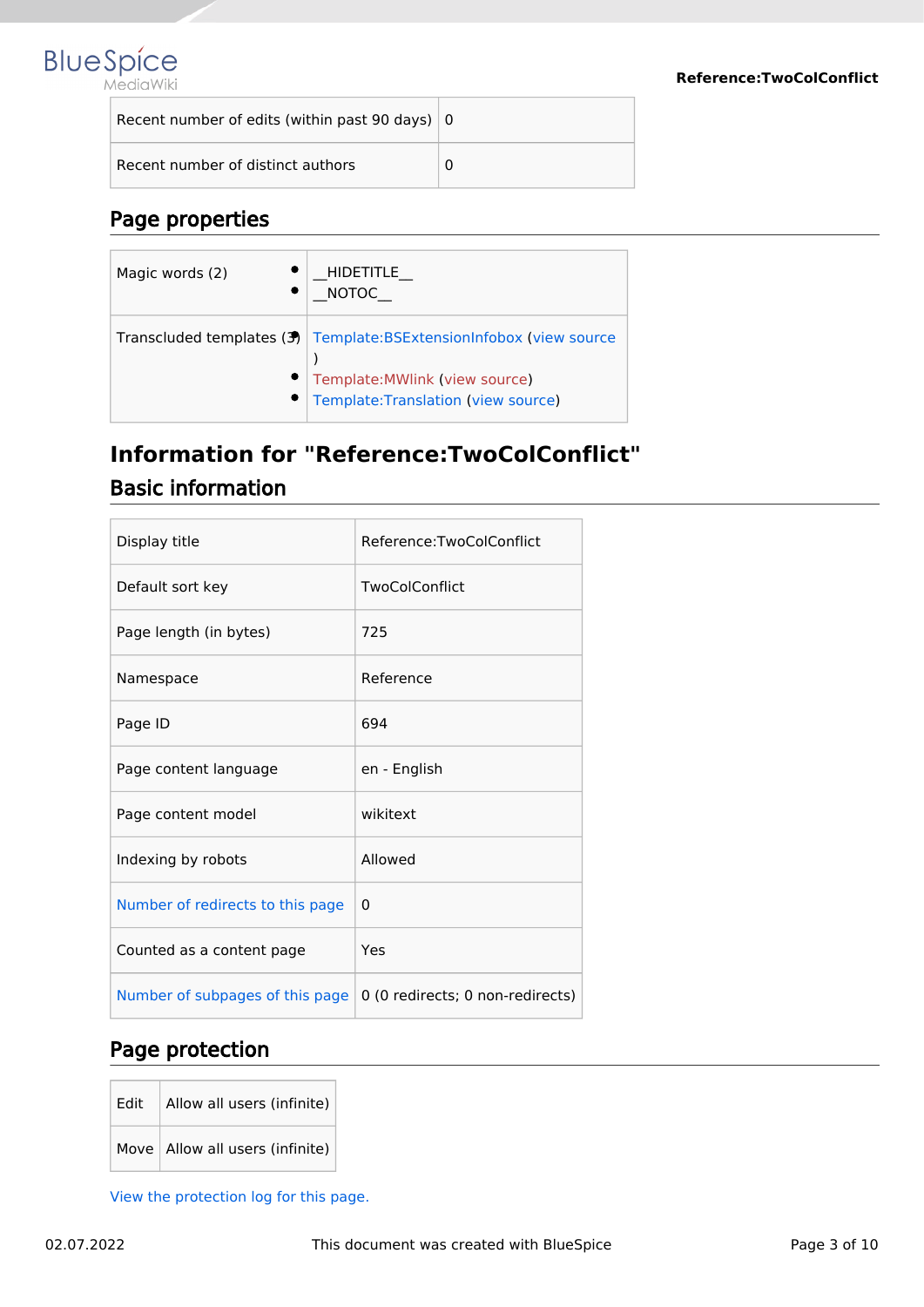| Recent number of edits (within past 90 days) | 0 |
|---|---|
| Recent number of distinct authors | 0 |

## Page properties

| Magic words (2) | • __HIDETITLE__<br>• __NOTOC__ |
|---|---|
| Transcluded templates (3) | • Template:BSExtensionInfobox (view source)<br>• Template:MWlink (view source)<br>• Template:Translation (view source) |

# Information for "Reference:TwoColConflict"

## Basic information

| Display title | Reference:TwoColConflict |
|---|---|
| Default sort key | TwoColConflict |
| Page length (in bytes) | 725 |
| Namespace | Reference |
| Page ID | 694 |
| Page content language | en - English |
| Page content model | wikitext |
| Indexing by robots | Allowed |
| Number of redirects to this page | 0 |
| Counted as a content page | Yes |
| Number of subpages of this page | 0 (0 redirects; 0 non-redirects) |

## Page protection

| Edit | Allow all users (infinite) |
|---|---|
| Move | Allow all users (infinite) |

View the protection log for this page.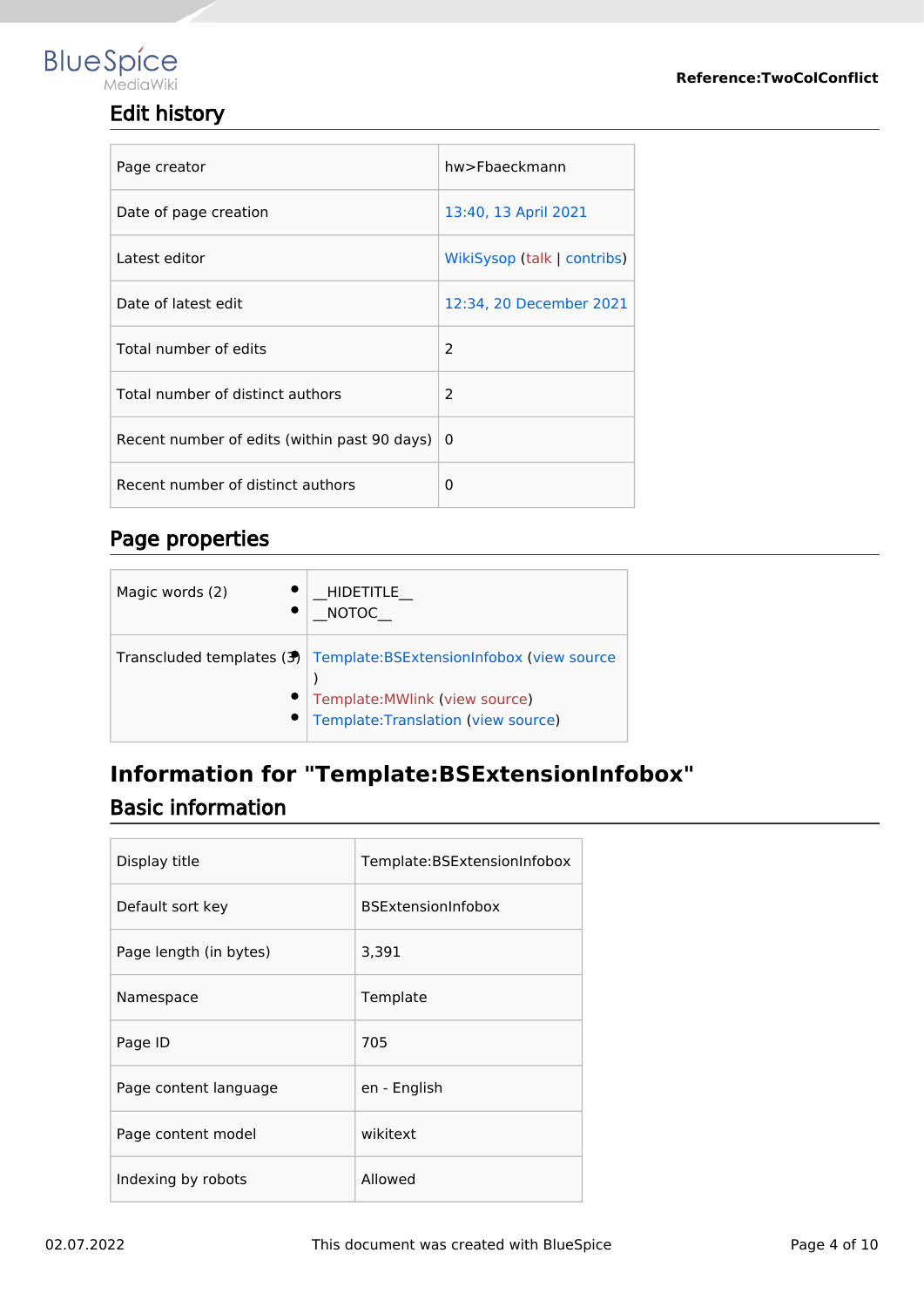## Edit history

| Page creator | hw>Fbaeckmann |
|---|---|
| Date of page creation | 13:40, 13 April 2021 |
| Latest editor | WikiSysop (talk \| contribs) |
| Date of latest edit | 12:34, 20 December 2021 |
| Total number of edits | 2 |
| Total number of distinct authors | 2 |
| Recent number of edits (within past 90 days) | 0 |
| Recent number of distinct authors | 0 |

## Page properties

| Magic words (2) | • __HIDETITLE__<br>• __NOTOC__ |
|---|---|
| Transcluded templates (3) | • Template:BSExtensionInfobox (view source)<br>• Template:MWlink (view source)<br>• Template:Translation (view source) |

# Information for "Template:BSExtensionInfobox"

## Basic information

| Display title | Template:BSExtensionInfobox |
|---|---|
| Default sort key | BSExtensionInfobox |
| Page length (in bytes) | 3,391 |
| Namespace | Template |
| Page ID | 705 |
| Page content language | en - English |
| Page content model | wikitext |
| Indexing by robots | Allowed |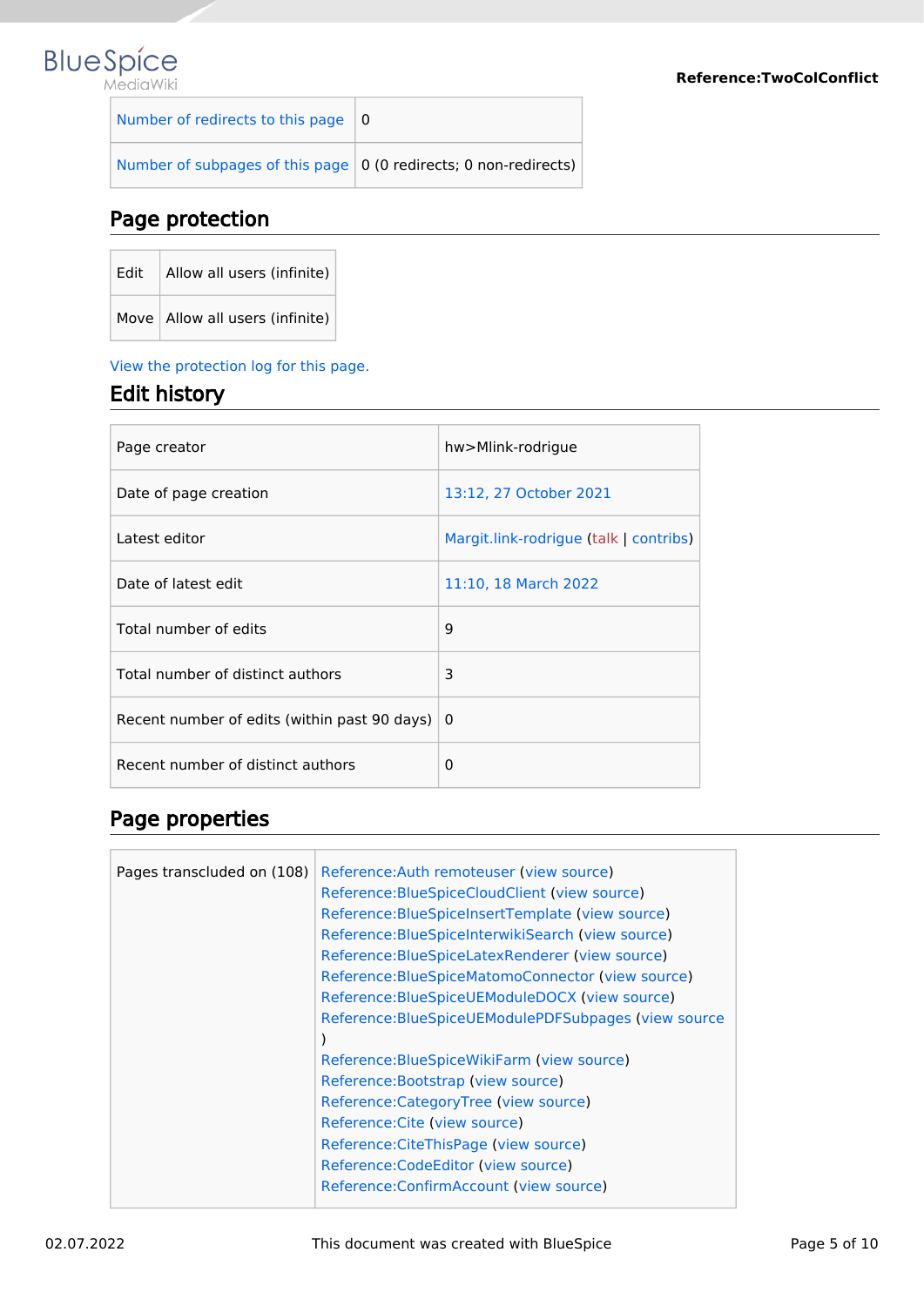| Number of redirects to this page | 0 |
|---|---|
| Number of subpages of this page | 0 (0 redirects; 0 non-redirects) |

## Page protection

| Edit | Allow all users (infinite) |
|---|---|
| Move | Allow all users (infinite) |

View the protection log for this page.

## Edit history

| Page creator | hw>Mlink-rodrigue |
|---|---|
| Date of page creation | 13:12, 27 October 2021 |
| Latest editor | Margit.link-rodrigue (talk \| contribs) |
| Date of latest edit | 11:10, 18 March 2022 |
| Total number of edits | 9 |
| Total number of distinct authors | 3 |
| Recent number of edits (within past 90 days) | 0 |
| Recent number of distinct authors | 0 |

## Page properties

| Pages transcluded on (108) | Reference:Auth remoteuser (view source)<br>Reference:BlueSpiceCloudClient (view source)<br>Reference:BlueSpiceInsertTemplate (view source)<br>Reference:BlueSpiceInterwikiSearch (view source)<br>Reference:BlueSpiceLatexRenderer (view source)<br>Reference:BlueSpiceMatomoConnector (view source)<br>Reference:BlueSpiceUEModuleDOCX (view source)<br>Reference:BlueSpiceUEModulePDFSubpages (view source)<br>Reference:BlueSpiceWikiFarm (view source)<br>Reference:Bootstrap (view source)<br>Reference:CategoryTree (view source)<br>Reference:Cite (view source)<br>Reference:CiteThisPage (view source)<br>Reference:CodeEditor (view source)<br>Reference:ConfirmAccount (view source) |
|---|---|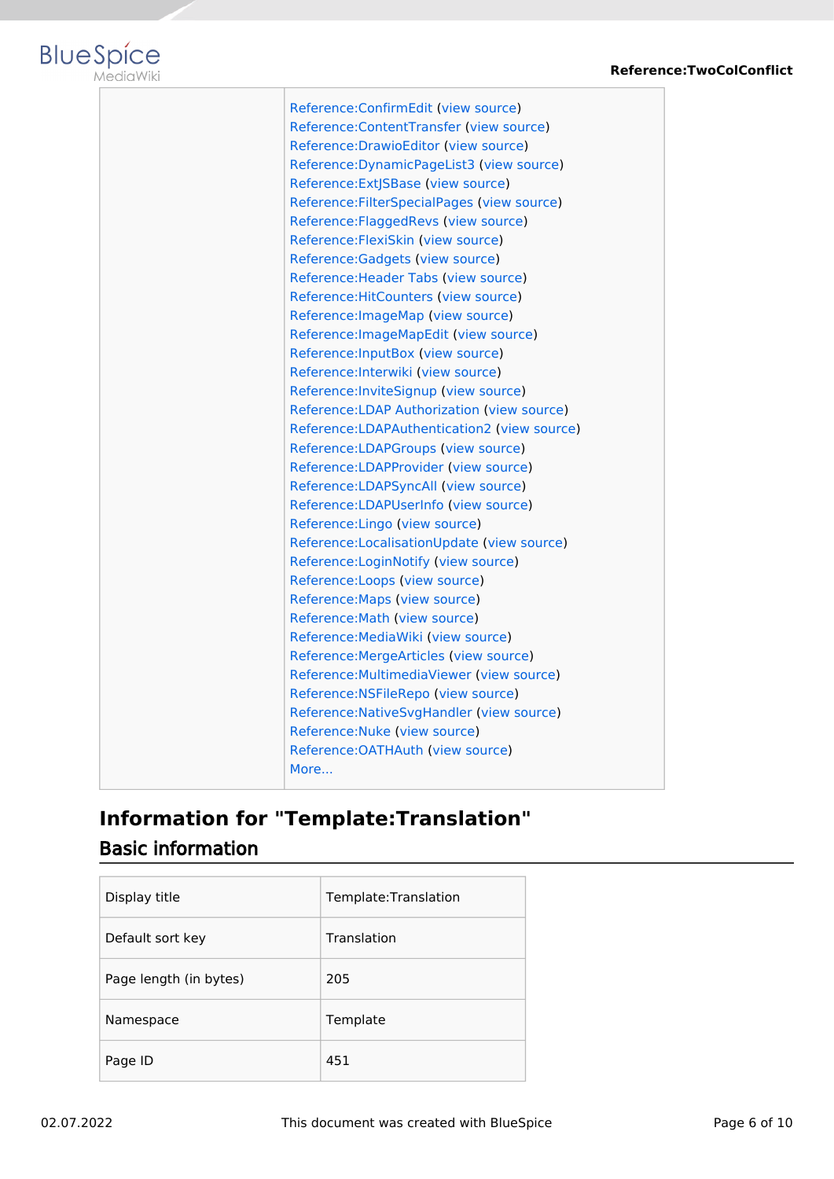| | |
|---|---|
| | Reference:ConfirmEdit (view source)<br>Reference:ContentTransfer (view source)<br>Reference:DrawioEditor (view source)<br>Reference:DynamicPageList3 (view source)<br>Reference:ExtJSBase (view source)<br>Reference:FilterSpecialPages (view source)<br>Reference:FlaggedRevs (view source)<br>Reference:FlexiSkin (view source)<br>Reference:Gadgets (view source)<br>Reference:Header Tabs (view source)<br>Reference:HitCounters (view source)<br>Reference:ImageMap (view source)<br>Reference:ImageMapEdit (view source)<br>Reference:InputBox (view source)<br>Reference:Interwiki (view source)<br>Reference:InviteSignup (view source)<br>Reference:LDAP Authorization (view source)<br>Reference:LDAPAuthentication2 (view source)<br>Reference:LDAPGroups (view source)<br>Reference:LDAPProvider (view source)<br>Reference:LDAPSyncAll (view source)<br>Reference:LDAPUserInfo (view source)<br>Reference:Lingo (view source)<br>Reference:LocalisationUpdate (view source)<br>Reference:LoginNotify (view source)<br>Reference:Loops (view source)<br>Reference:Maps (view source)<br>Reference:Math (view source)<br>Reference:MediaWiki (view source)<br>Reference:MergeArticles (view source)<br>Reference:MultimediaViewer (view source)<br>Reference:NSFileRepo (view source)<br>Reference:NativeSvgHandler (view source)<br>Reference:Nuke (view source)<br>Reference:OATHAuth (view source)<br>More... |

# Information for "Template:Translation"

## Basic information

| | |
|---|---|
| Display title | Template:Translation |
| Default sort key | Translation |
| Page length (in bytes) | 205 |
| Namespace | Template |
| Page ID | 451 |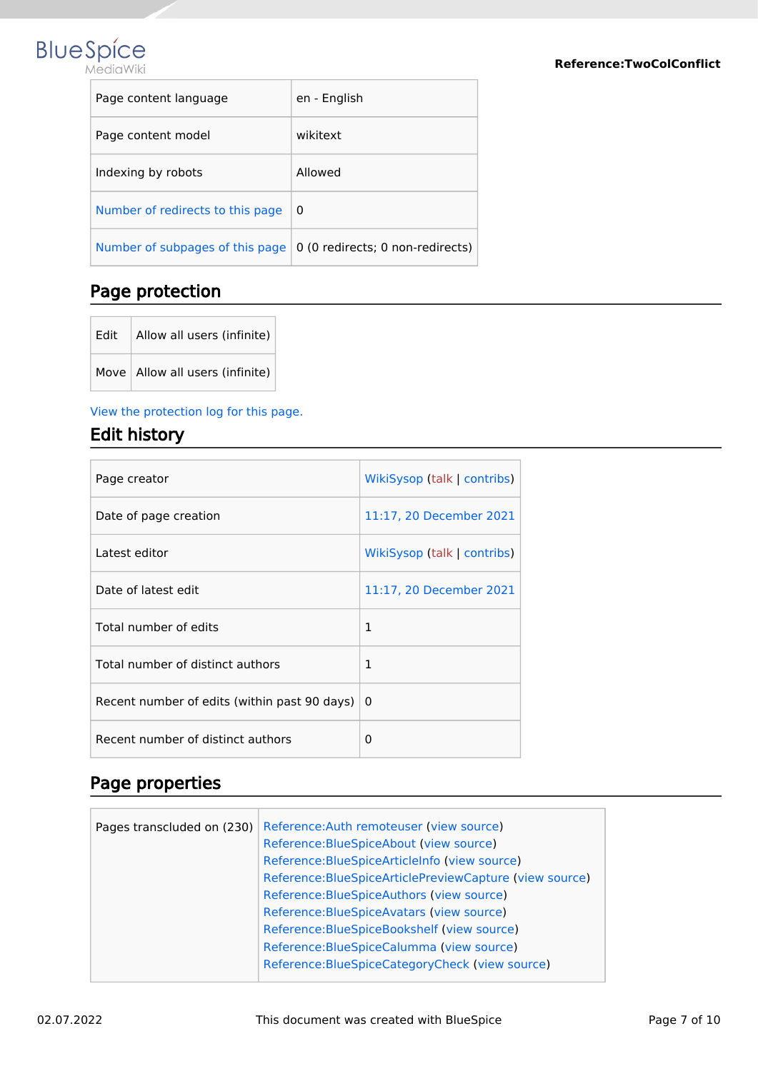| | |
|---|---|
| Page content language | en - English |
| Page content model | wikitext |
| Indexing by robots | Allowed |
| Number of redirects to this page | 0 |
| Number of subpages of this page | 0 (0 redirects; 0 non-redirects) |

## Page protection

| | |
|---|---|
| Edit | Allow all users (infinite) |
| Move | Allow all users (infinite) |

View the protection log for this page.

## Edit history

| | |
|---|---|
| Page creator | WikiSysop (talk \| contribs) |
| Date of page creation | 11:17, 20 December 2021 |
| Latest editor | WikiSysop (talk \| contribs) |
| Date of latest edit | 11:17, 20 December 2021 |
| Total number of edits | 1 |
| Total number of distinct authors | 1 |
| Recent number of edits (within past 90 days) | 0 |
| Recent number of distinct authors | 0 |

## Page properties

| | |
|---|---|
| Pages transcluded on (230) | Reference:Auth remoteuser (view source)<br>Reference:BlueSpiceAbout (view source)<br>Reference:BlueSpiceArticleInfo (view source)<br>Reference:BlueSpiceArticlePreviewCapture (view source)<br>Reference:BlueSpiceAuthors (view source)<br>Reference:BlueSpiceAvatars (view source)<br>Reference:BlueSpiceBookshelf (view source)<br>Reference:BlueSpiceCalumma (view source)<br>Reference:BlueSpiceCategoryCheck (view source) |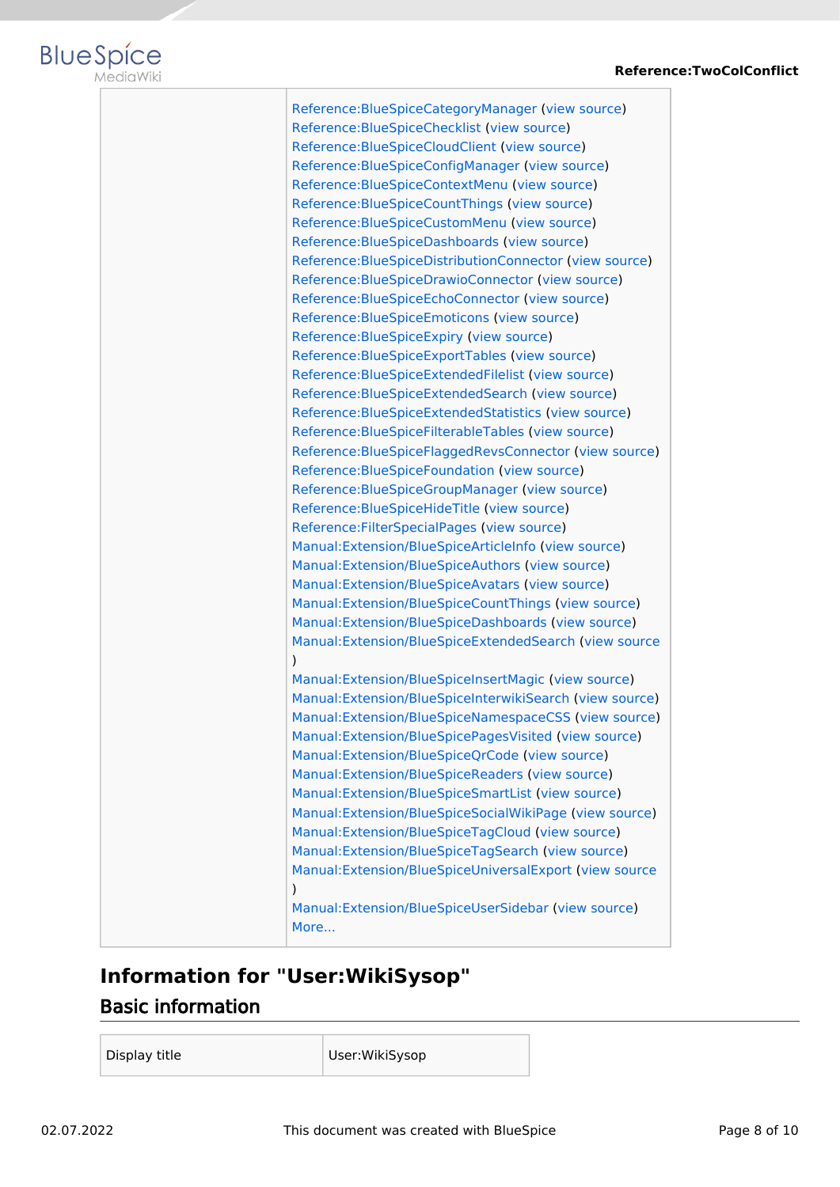| | |
|---|---|
| | Reference:BlueSpiceCategoryManager (view source)<br>Reference:BlueSpiceChecklist (view source)<br>Reference:BlueSpiceCloudClient (view source)<br>Reference:BlueSpiceConfigManager (view source)<br>Reference:BlueSpiceContextMenu (view source)<br>Reference:BlueSpiceCountThings (view source)<br>Reference:BlueSpiceCustomMenu (view source)<br>Reference:BlueSpiceDashboards (view source)<br>Reference:BlueSpiceDistributionConnector (view source)<br>Reference:BlueSpiceDrawioConnector (view source)<br>Reference:BlueSpiceEchoConnector (view source)<br>Reference:BlueSpiceEmoticons (view source)<br>Reference:BlueSpiceExpiry (view source)<br>Reference:BlueSpiceExportTables (view source)<br>Reference:BlueSpiceExtendedFilelist (view source)<br>Reference:BlueSpiceExtendedSearch (view source)<br>Reference:BlueSpiceExtendedStatistics (view source)<br>Reference:BlueSpiceFilterableTables (view source)<br>Reference:BlueSpiceFlaggedRevsConnector (view source)<br>Reference:BlueSpiceFoundation (view source)<br>Reference:BlueSpiceGroupManager (view source)<br>Reference:BlueSpiceHideTitle (view source)<br>Reference:FilterSpecialPages (view source)<br>Manual:Extension/BlueSpiceArticleInfo (view source)<br>Manual:Extension/BlueSpiceAuthors (view source)<br>Manual:Extension/BlueSpiceAvatars (view source)<br>Manual:Extension/BlueSpiceCountThings (view source)<br>Manual:Extension/BlueSpiceDashboards (view source)<br>Manual:Extension/BlueSpiceExtendedSearch (view source)<br>Manual:Extension/BlueSpiceInsertMagic (view source)<br>Manual:Extension/BlueSpiceInterwikiSearch (view source)<br>Manual:Extension/BlueSpiceNamespaceCSS (view source)<br>Manual:Extension/BlueSpicePagesVisited (view source)<br>Manual:Extension/BlueSpiceQrCode (view source)<br>Manual:Extension/BlueSpiceReaders (view source)<br>Manual:Extension/BlueSpiceSmartList (view source)<br>Manual:Extension/BlueSpiceSocialWikiPage (view source)<br>Manual:Extension/BlueSpiceTagCloud (view source)<br>Manual:Extension/BlueSpiceTagSearch (view source)<br>Manual:Extension/BlueSpiceUniversalExport (view source)<br>Manual:Extension/BlueSpiceUserSidebar (view source)<br>More... |

# Information for "User:WikiSysop"

## Basic information

| | |
|---|---|
| Display title | User:WikiSysop |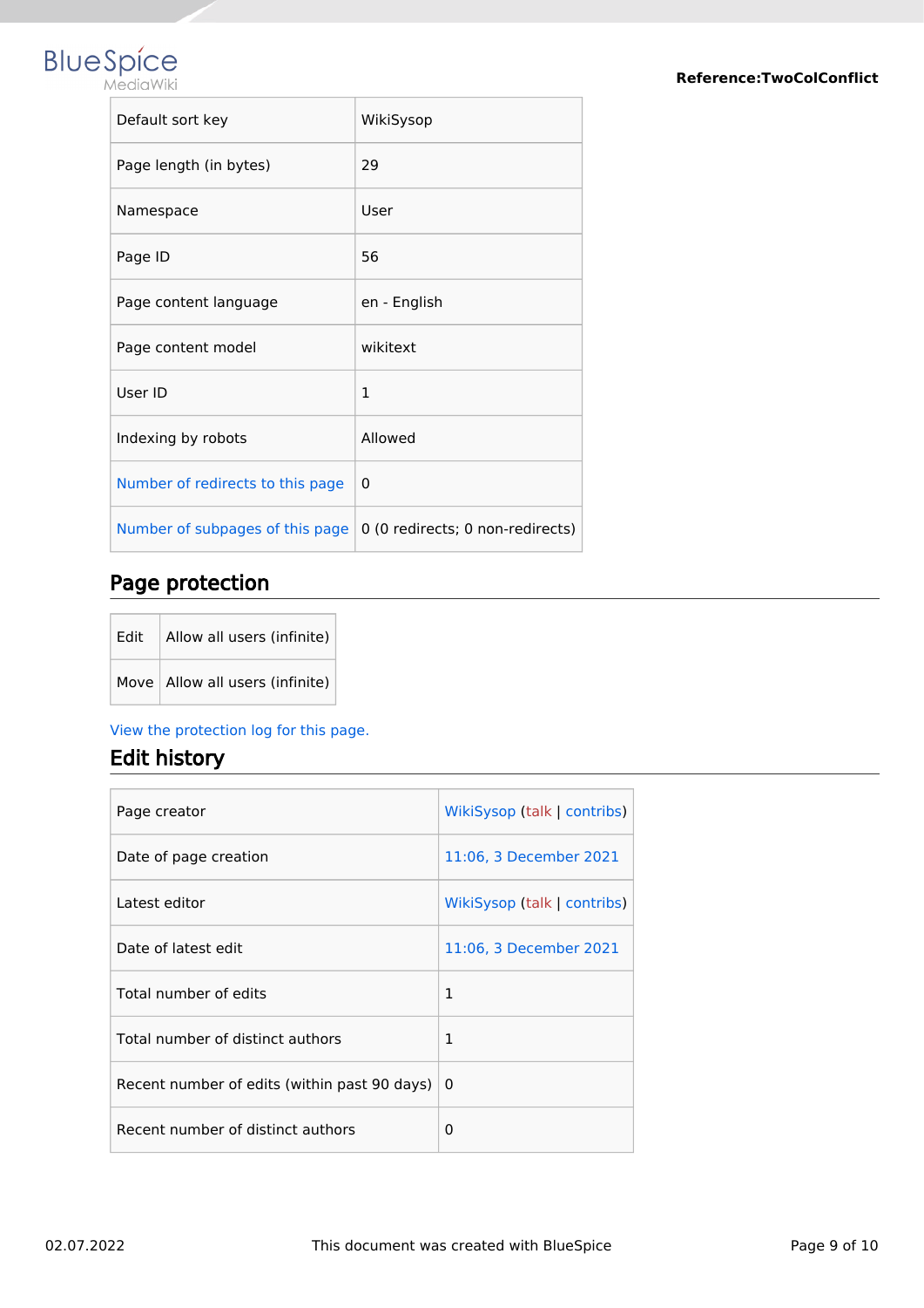| Default sort key | WikiSysop |
|---|---|
| Page length (in bytes) | 29 |
| Namespace | User |
| Page ID | 56 |
| Page content language | en - English |
| Page content model | wikitext |
| User ID | 1 |
| Indexing by robots | Allowed |
| Number of redirects to this page | 0 |
| Number of subpages of this page | 0 (0 redirects; 0 non-redirects) |

## Page protection

| Edit | Allow all users (infinite) |
|---|---|
| Move | Allow all users (infinite) |

View the protection log for this page.

## Edit history

| Page creator | WikiSysop (talk \| contribs) |
|---|---|
| Date of page creation | 11:06, 3 December 2021 |
| Latest editor | WikiSysop (talk \| contribs) |
| Date of latest edit | 11:06, 3 December 2021 |
| Total number of edits | 1 |
| Total number of distinct authors | 1 |
| Recent number of edits (within past 90 days) | 0 |
| Recent number of distinct authors | 0 |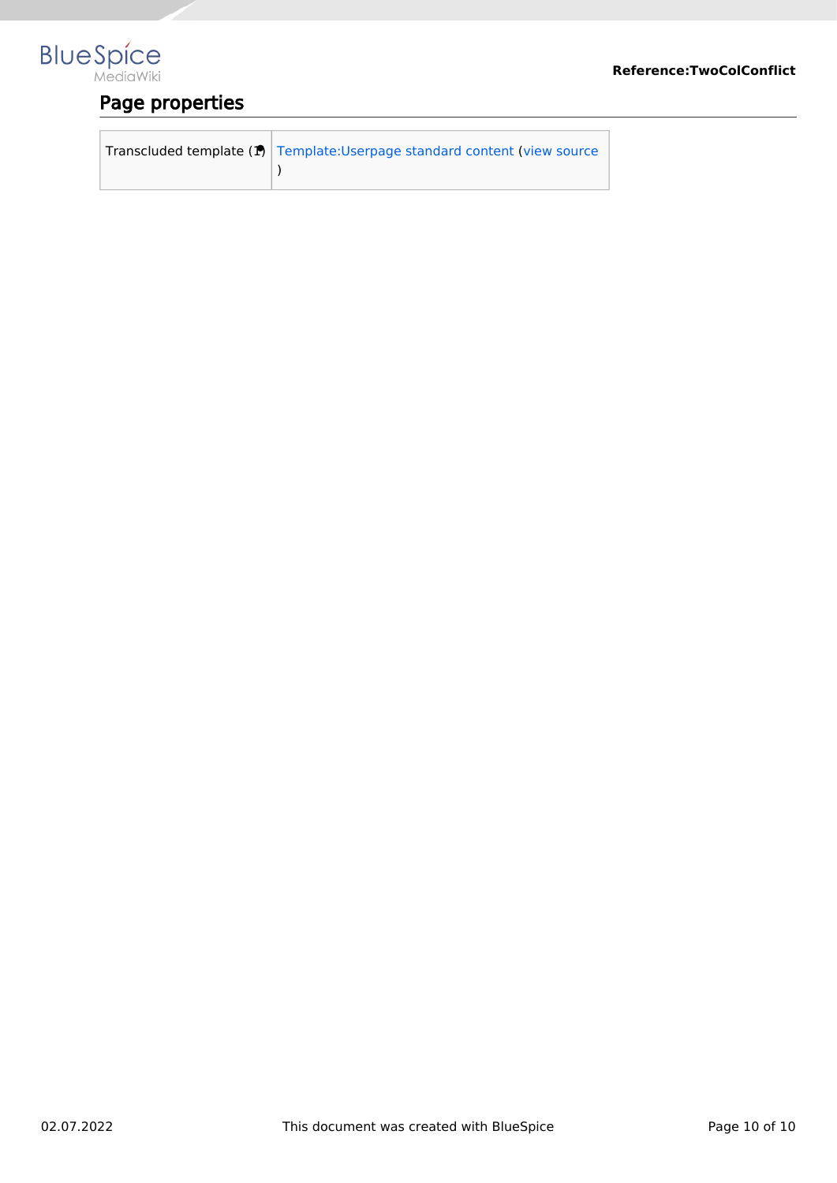## Page properties

| | |
|---|---|
| Transcluded template (1) | Template:Userpage standard content (view source) |